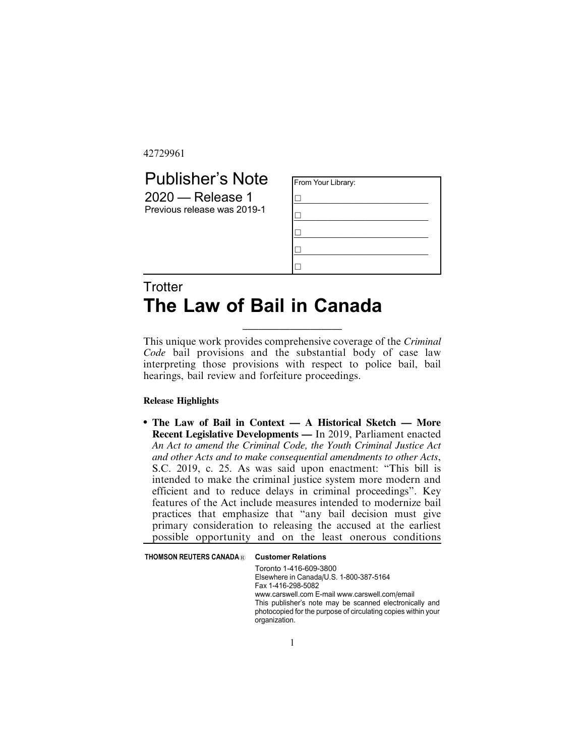42729961

# Publisher's Note

2020 — Release 1

Previous release was 2019-1

| From Your Library: |
| --- |
| ☐ |
| ☐ |
| ☐ |
| ☐ |
| ☐ |

## Trotter

# The Law of Bail in Canada

---

This unique work provides comprehensive coverage of the *Criminal Code* bail provisions and the substantial body of case law interpreting those provisions with respect to police bail, bail hearings, bail review and forfeiture proceedings.

**Release Highlights**

- **The Law of Bail in Context — A Historical Sketch — More Recent Legislative Developments —** In 2019, Parliament enacted *An Act to amend the Criminal Code, the Youth Criminal Justice Act and other Acts and to make consequential amendments to other Acts*, S.C. 2019, c. 25. As was said upon enactment: "This bill is intended to make the criminal justice system more modern and efficient and to reduce delays in criminal proceedings". Key features of the Act include measures intended to modernize bail practices that emphasize that "any bail decision must give primary consideration to releasing the accused at the earliest possible opportunity and on the least onerous conditions

**THOMSON REUTERS CANADA®** **Customer Relations**

Toronto 1-416-609-3800
Elsewhere in Canada/U.S. 1-800-387-5164
Fax 1-416-298-5082
www.carswell.com E-mail www.carswell.com/email
This publisher's note may be scanned electronically and photocopied for the purpose of circulating copies within your organization.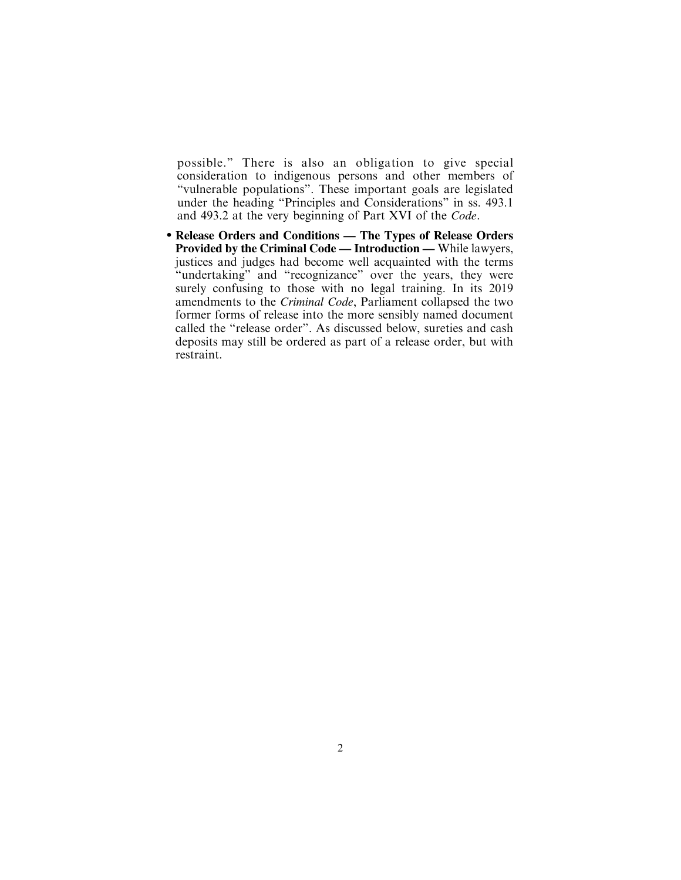possible." There is also an obligation to give special consideration to indigenous persons and other members of "vulnerable populations". These important goals are legislated under the heading "Principles and Considerations" in ss. 493.1 and 493.2 at the very beginning of Part XVI of the *Code*.

- **Release Orders and Conditions — The Types of Release Orders Provided by the Criminal Code — Introduction —** While lawyers, justices and judges had become well acquainted with the terms "undertaking" and "recognizance" over the years, they were surely confusing to those with no legal training. In its 2019 amendments to the *Criminal Code*, Parliament collapsed the two former forms of release into the more sensibly named document called the "release order". As discussed below, sureties and cash deposits may still be ordered as part of a release order, but with restraint.